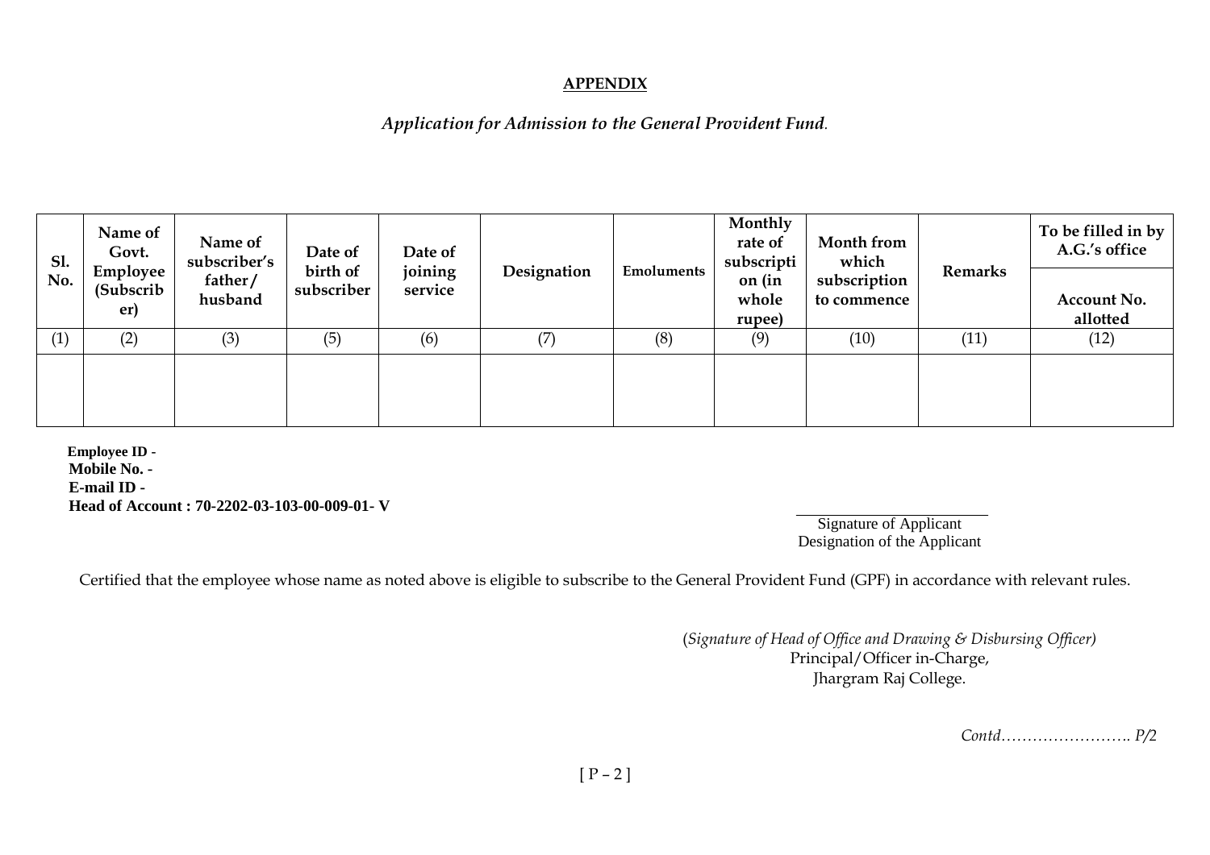**APPENDIX**

*Application for Admission to the General Provident Fund.*

| Sl. No. | Name of Govt. Employee (Subscriber) | Name of subscriber's father/ husband | Date of birth of subscriber | Date of joining service | Designation | Emoluments | Monthly rate of subscription (in whole rupee) | Month from which subscription to commence | Remarks | To be filled in by A.G.'s office |
|---|---|---|---|---|---|---|---|---|---|---|
| | | | | | | | | | | Account No. allotted |
| (1) | (2) | (3) | (5) | (6) | (7) | (8) | (9) | (10) | (11) | (12) |
| | | | | | | | | | | |

**Employee ID -**
**Mobile No. -**
**E-mail ID -**
**Head of Account : 70-2202-03-103-00-009-01- V**

Signature of Applicant
Designation of the Applicant

Certified that the employee whose name as noted above is eligible to subscribe to the General Provident Fund (GPF) in accordance with relevant rules.

(*Signature of Head of Office and Drawing & Disbursing Officer)*
Principal/Officer in-Charge,
Jhargram Raj College.

*Contd……………………. P/2*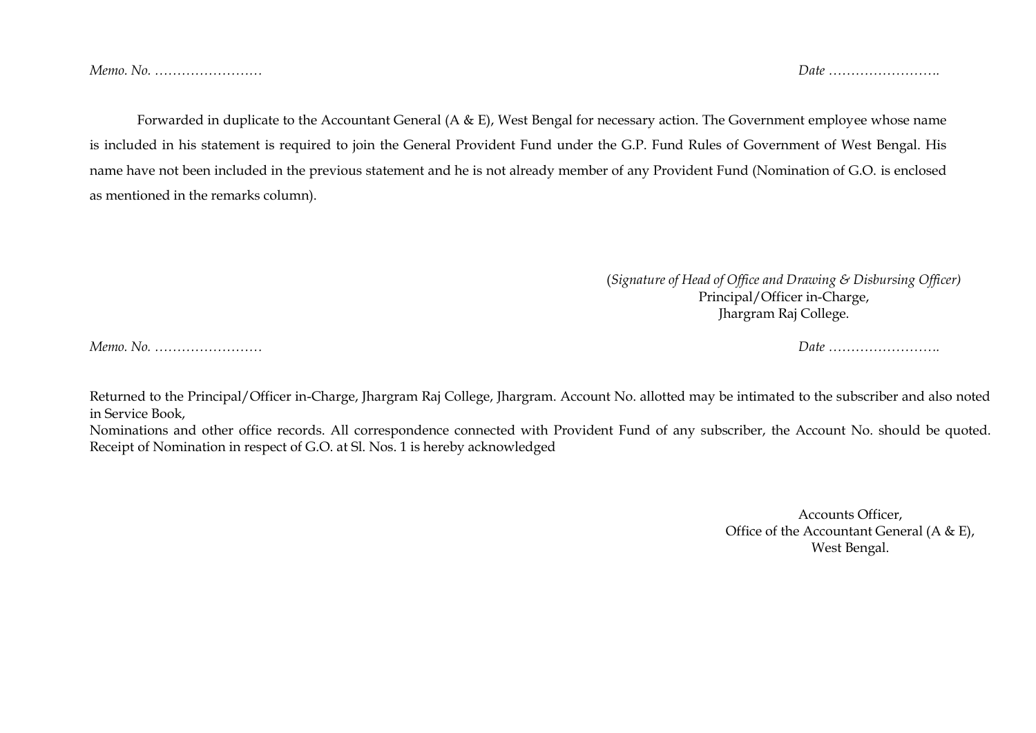*Memo. No. ……………………* *Date …………………….*

Forwarded in duplicate to the Accountant General (A & E), West Bengal for necessary action. The Government employee whose name is included in his statement is required to join the General Provident Fund under the G.P. Fund Rules of Government of West Bengal. His name have not been included in the previous statement and he is not already member of any Provident Fund (Nomination of G.O. is enclosed as mentioned in the remarks column).

(*Signature of Head of Office and Drawing & Disbursing Officer)*
Principal/Officer in-Charge,
Jhargram Raj College.

*Memo. No. ……………………* *Date …………………….*

Returned to the Principal/Officer in-Charge, Jhargram Raj College, Jhargram. Account No. allotted may be intimated to the subscriber and also noted in Service Book,
Nominations and other office records. All correspondence connected with Provident Fund of any subscriber, the Account No. should be quoted. Receipt of Nomination in respect of G.O. at Sl. Nos. 1 is hereby acknowledged

Accounts Officer,
Office of the Accountant General (A & E),
West Bengal.